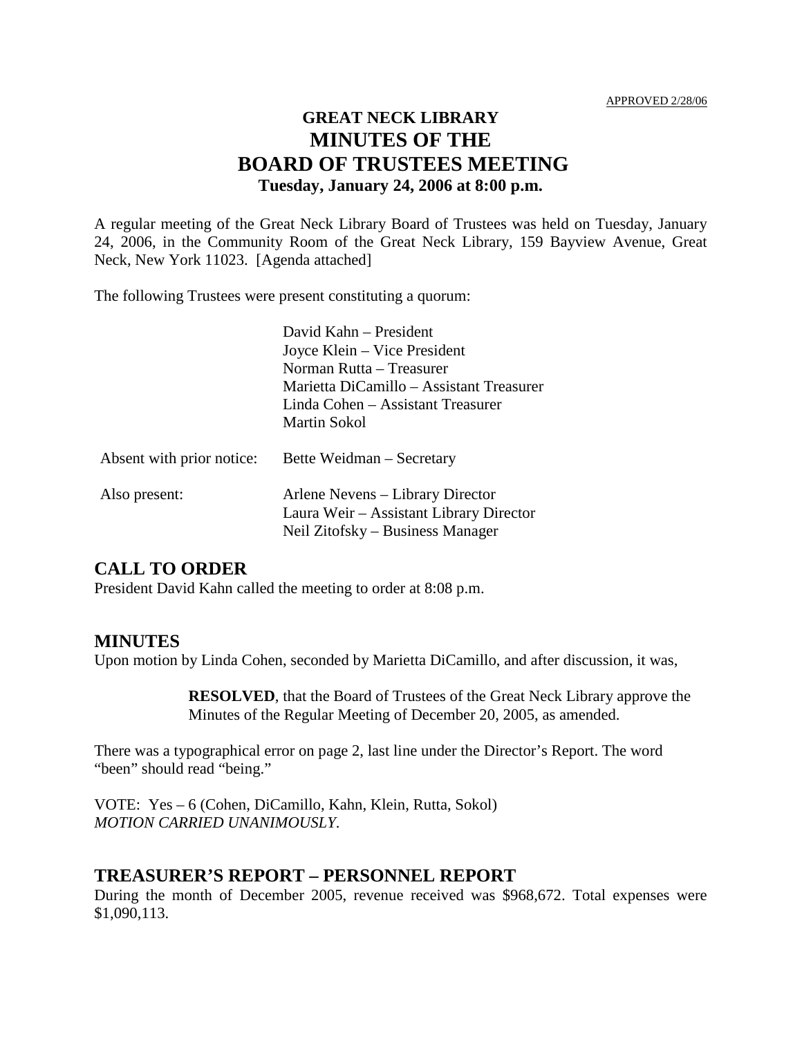APPROVED 2/28/06

# GREAT NECK LIBRARY
# MINUTES OF THE
# BOARD OF TRUSTEES MEETING
### Tuesday, January 24, 2006 at 8:00 p.m.

A regular meeting of the Great Neck Library Board of Trustees was held on Tuesday, January 24, 2006, in the Community Room of the Great Neck Library, 159 Bayview Avenue, Great Neck, New York 11023. [Agenda attached]

The following Trustees were present constituting a quorum:

David Kahn – President
Joyce Klein – Vice President
Norman Rutta – Treasurer
Marietta DiCamillo – Assistant Treasurer
Linda Cohen – Assistant Treasurer
Martin Sokol

Absent with prior notice: Bette Weidman – Secretary

Also present: Arlene Nevens – Library Director
Laura Weir – Assistant Library Director
Neil Zitofsky – Business Manager

## CALL TO ORDER

President David Kahn called the meeting to order at 8:08 p.m.

## MINUTES

Upon motion by Linda Cohen, seconded by Marietta DiCamillo, and after discussion, it was,

> **RESOLVED**, that the Board of Trustees of the Great Neck Library approve the Minutes of the Regular Meeting of December 20, 2005, as amended.

There was a typographical error on page 2, last line under the Director's Report. The word "been" should read "being."

VOTE: Yes – 6 (Cohen, DiCamillo, Kahn, Klein, Rutta, Sokol)
*MOTION CARRIED UNANIMOUSLY.*

## TREASURER'S REPORT – PERSONNEL REPORT

During the month of December 2005, revenue received was $968,672. Total expenses were $1,090,113.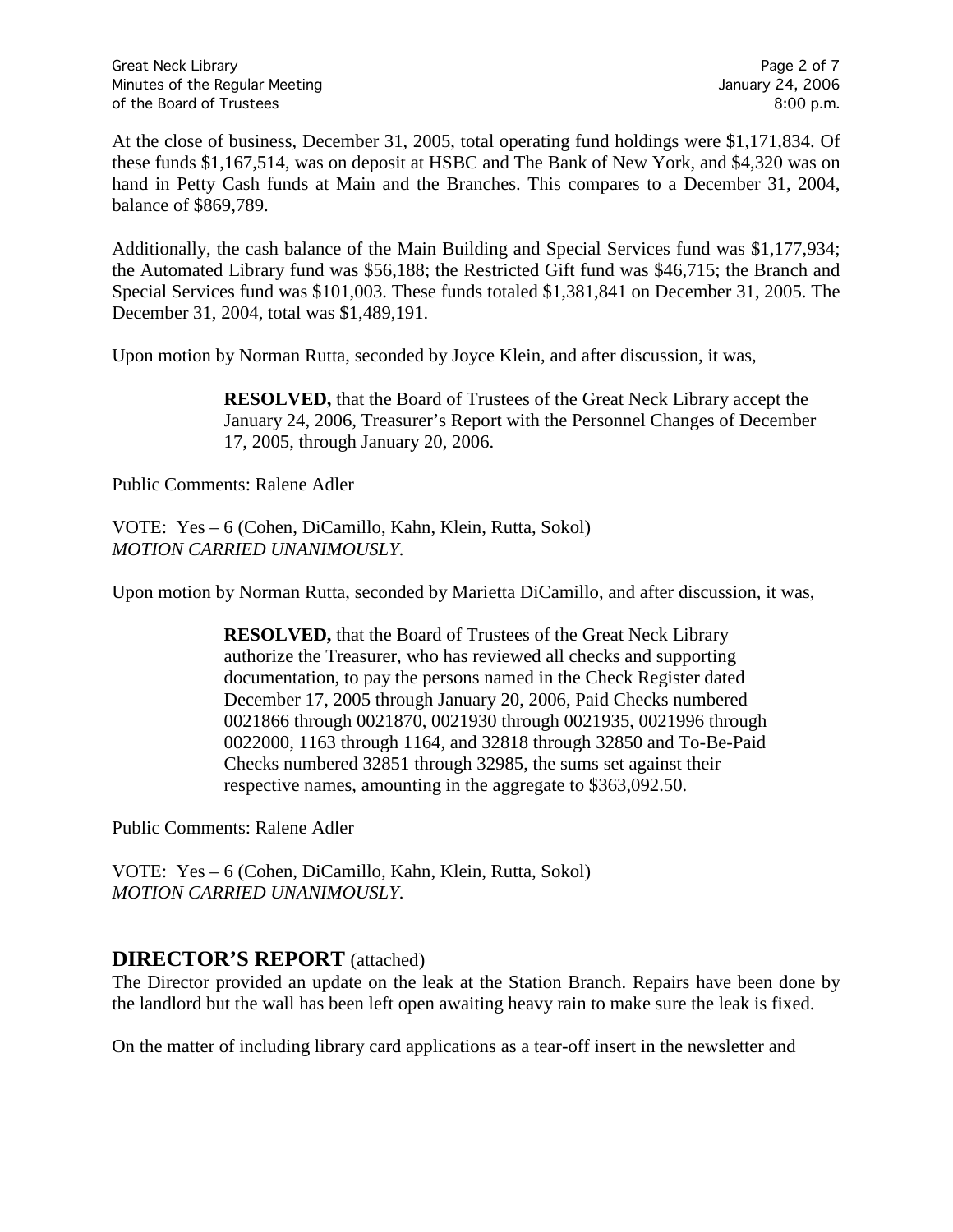At the close of business, December 31, 2005, total operating fund holdings were $1,171,834. Of these funds $1,167,514, was on deposit at HSBC and The Bank of New York, and $4,320 was on hand in Petty Cash funds at Main and the Branches. This compares to a December 31, 2004, balance of $869,789.

Additionally, the cash balance of the Main Building and Special Services fund was $1,177,934; the Automated Library fund was $56,188; the Restricted Gift fund was $46,715; the Branch and Special Services fund was $101,003. These funds totaled $1,381,841 on December 31, 2005. The December 31, 2004, total was $1,489,191.

Upon motion by Norman Rutta, seconded by Joyce Klein, and after discussion, it was,

> **RESOLVED,** that the Board of Trustees of the Great Neck Library accept the January 24, 2006, Treasurer's Report with the Personnel Changes of December 17, 2005, through January 20, 2006.

Public Comments: Ralene Adler

VOTE: Yes – 6 (Cohen, DiCamillo, Kahn, Klein, Rutta, Sokol)
*MOTION CARRIED UNANIMOUSLY*.

Upon motion by Norman Rutta, seconded by Marietta DiCamillo, and after discussion, it was,

> **RESOLVED,** that the Board of Trustees of the Great Neck Library authorize the Treasurer, who has reviewed all checks and supporting documentation, to pay the persons named in the Check Register dated December 17, 2005 through January 20, 2006, Paid Checks numbered 0021866 through 0021870, 0021930 through 0021935, 0021996 through 0022000, 1163 through 1164, and 32818 through 32850 and To-Be-Paid Checks numbered 32851 through 32985, the sums set against their respective names, amounting in the aggregate to $363,092.50.

Public Comments: Ralene Adler

VOTE: Yes – 6 (Cohen, DiCamillo, Kahn, Klein, Rutta, Sokol)
*MOTION CARRIED UNANIMOUSLY*.

## DIRECTOR'S REPORT (attached)

The Director provided an update on the leak at the Station Branch. Repairs have been done by the landlord but the wall has been left open awaiting heavy rain to make sure the leak is fixed.

On the matter of including library card applications as a tear-off insert in the newsletter and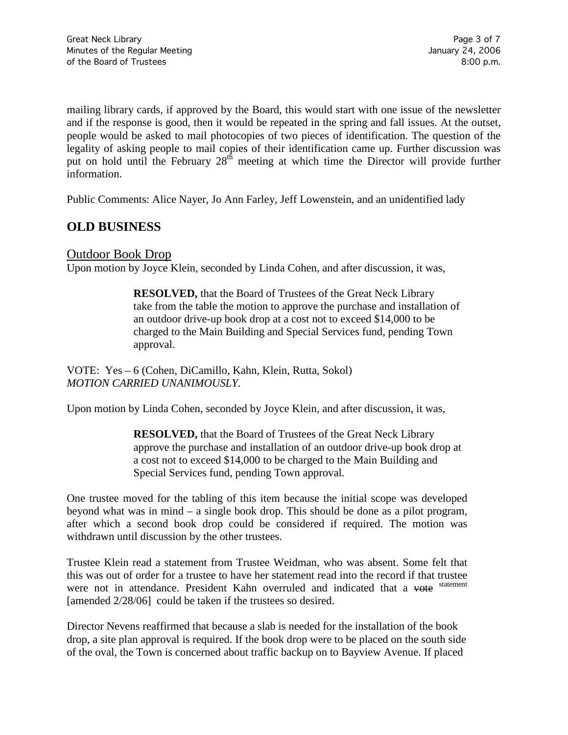mailing library cards, if approved by the Board, this would start with one issue of the newsletter and if the response is good, then it would be repeated in the spring and fall issues. At the outset, people would be asked to mail photocopies of two pieces of identification. The question of the legality of asking people to mail copies of their identification came up. Further discussion was put on hold until the February 28th meeting at which time the Director will provide further information.

Public Comments: Alice Nayer, Jo Ann Farley, Jeff Lowenstein, and an unidentified lady

## OLD BUSINESS

### Outdoor Book Drop

Upon motion by Joyce Klein, seconded by Linda Cohen, and after discussion, it was,

> **RESOLVED,** that the Board of Trustees of the Great Neck Library take from the table the motion to approve the purchase and installation of an outdoor drive-up book drop at a cost not to exceed $14,000 to be charged to the Main Building and Special Services fund, pending Town approval.

VOTE: Yes – 6 (Cohen, DiCamillo, Kahn, Klein, Rutta, Sokol)
*MOTION CARRIED UNANIMOUSLY.*

Upon motion by Linda Cohen, seconded by Joyce Klein, and after discussion, it was,

> **RESOLVED,** that the Board of Trustees of the Great Neck Library approve the purchase and installation of an outdoor drive-up book drop at a cost not to exceed $14,000 to be charged to the Main Building and Special Services fund, pending Town approval.

One trustee moved for the tabling of this item because the initial scope was developed beyond what was in mind – a single book drop. This should be done as a pilot program, after which a second book drop could be considered if required. The motion was withdrawn until discussion by the other trustees.

Trustee Klein read a statement from Trustee Weidman, who was absent. Some felt that this was out of order for a trustee to have her statement read into the record if that trustee were not in attendance. President Kahn overruled and indicated that a ~~vote~~ statement [amended 2/28/06] could be taken if the trustees so desired.

Director Nevens reaffirmed that because a slab is needed for the installation of the book drop, a site plan approval is required. If the book drop were to be placed on the south side of the oval, the Town is concerned about traffic backup on to Bayview Avenue. If placed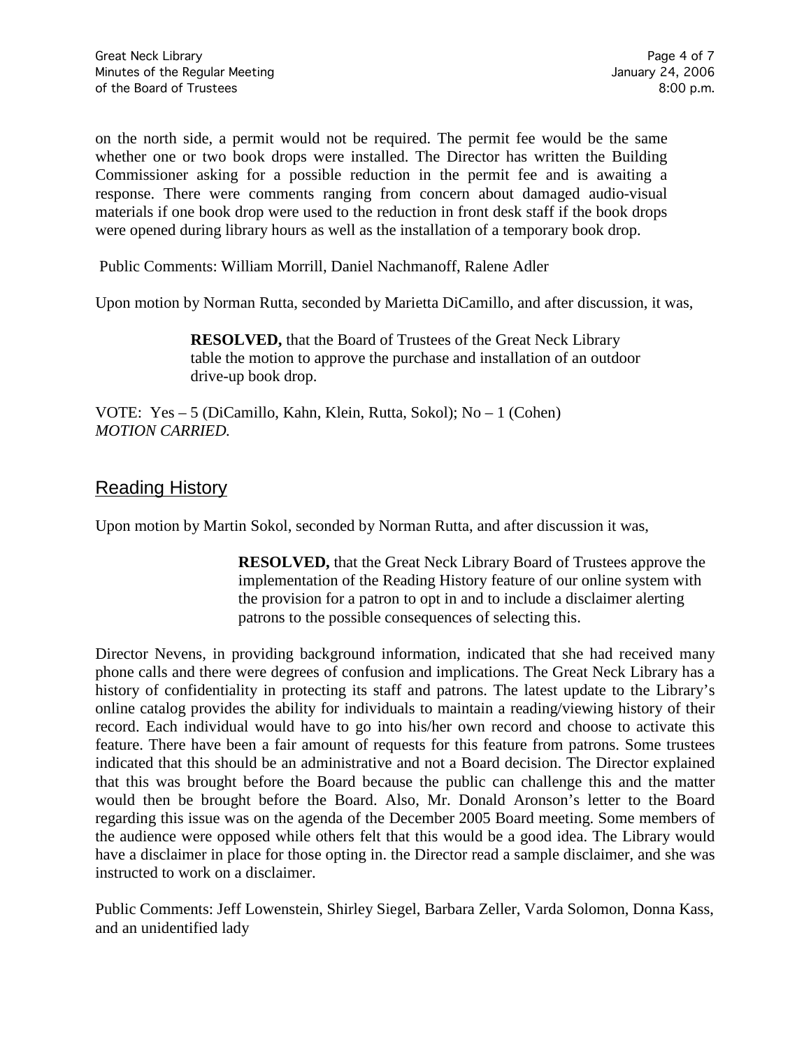on the north side, a permit would not be required. The permit fee would be the same whether one or two book drops were installed. The Director has written the Building Commissioner asking for a possible reduction in the permit fee and is awaiting a response. There were comments ranging from concern about damaged audio-visual materials if one book drop were used to the reduction in front desk staff if the book drops were opened during library hours as well as the installation of a temporary book drop.

Public Comments: William Morrill, Daniel Nachmanoff, Ralene Adler

Upon motion by Norman Rutta, seconded by Marietta DiCamillo, and after discussion, it was,

> **RESOLVED,** that the Board of Trustees of the Great Neck Library table the motion to approve the purchase and installation of an outdoor drive-up book drop.

VOTE: Yes – 5 (DiCamillo, Kahn, Klein, Rutta, Sokol); No – 1 (Cohen)
*MOTION CARRIED.*

## Reading History

Upon motion by Martin Sokol, seconded by Norman Rutta, and after discussion it was,

> **RESOLVED,** that the Great Neck Library Board of Trustees approve the implementation of the Reading History feature of our online system with the provision for a patron to opt in and to include a disclaimer alerting patrons to the possible consequences of selecting this.

Director Nevens, in providing background information, indicated that she had received many phone calls and there were degrees of confusion and implications. The Great Neck Library has a history of confidentiality in protecting its staff and patrons. The latest update to the Library's online catalog provides the ability for individuals to maintain a reading/viewing history of their record. Each individual would have to go into his/her own record and choose to activate this feature. There have been a fair amount of requests for this feature from patrons. Some trustees indicated that this should be an administrative and not a Board decision. The Director explained that this was brought before the Board because the public can challenge this and the matter would then be brought before the Board. Also, Mr. Donald Aronson's letter to the Board regarding this issue was on the agenda of the December 2005 Board meeting. Some members of the audience were opposed while others felt that this would be a good idea. The Library would have a disclaimer in place for those opting in. the Director read a sample disclaimer, and she was instructed to work on a disclaimer.

Public Comments: Jeff Lowenstein, Shirley Siegel, Barbara Zeller, Varda Solomon, Donna Kass, and an unidentified lady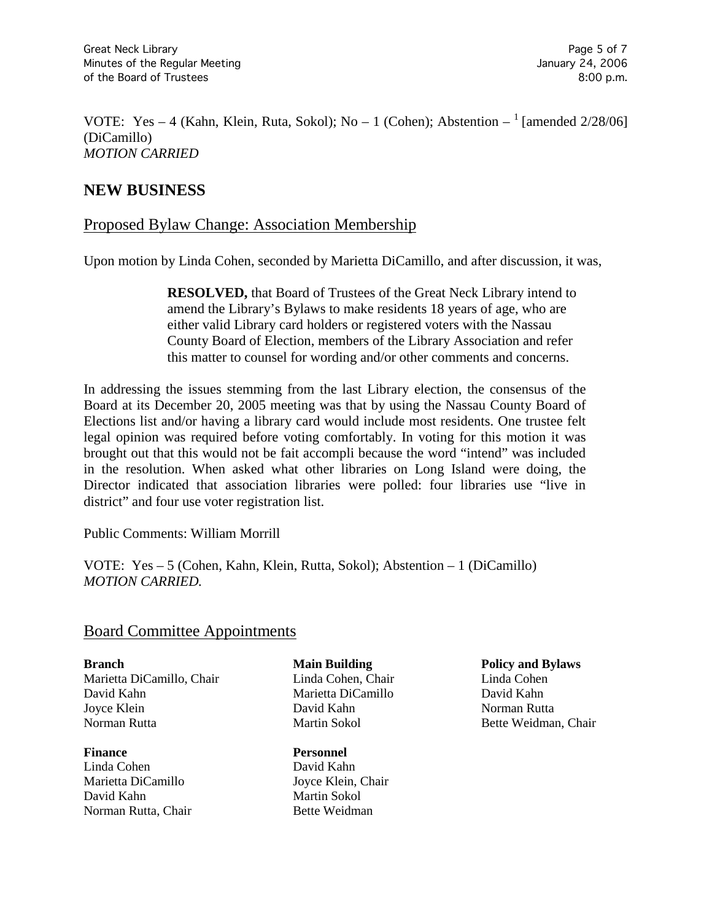VOTE: Yes – 4 (Kahn, Klein, Ruta, Sokol); No – 1 (Cohen); Abstention – [1] [amended 2/28/06] (DiCamillo)
*MOTION CARRIED*

## NEW BUSINESS

### Proposed Bylaw Change: Association Membership

Upon motion by Linda Cohen, seconded by Marietta DiCamillo, and after discussion, it was,

> **RESOLVED,** that Board of Trustees of the Great Neck Library intend to amend the Library's Bylaws to make residents 18 years of age, who are either valid Library card holders or registered voters with the Nassau County Board of Election, members of the Library Association and refer this matter to counsel for wording and/or other comments and concerns.

In addressing the issues stemming from the last Library election, the consensus of the Board at its December 20, 2005 meeting was that by using the Nassau County Board of Elections list and/or having a library card would include most residents. One trustee felt legal opinion was required before voting comfortably. In voting for this motion it was brought out that this would not be fait accompli because the word "intend" was included in the resolution. When asked what other libraries on Long Island were doing, the Director indicated that association libraries were polled: four libraries use "live in district" and four use voter registration list.

Public Comments: William Morrill

VOTE: Yes – 5 (Cohen, Kahn, Klein, Rutta, Sokol); Abstention – 1 (DiCamillo)
*MOTION CARRIED.*

### Board Committee Appointments

**Branch**
Marietta DiCamillo, Chair
David Kahn
Joyce Klein
Norman Rutta

**Main Building**
Linda Cohen, Chair
Marietta DiCamillo
David Kahn
Martin Sokol

**Policy and Bylaws**
Linda Cohen
David Kahn
Norman Rutta
Bette Weidman, Chair

**Finance**
Linda Cohen
Marietta DiCamillo
David Kahn
Norman Rutta, Chair

**Personnel**
David Kahn
Joyce Klein, Chair
Martin Sokol
Bette Weidman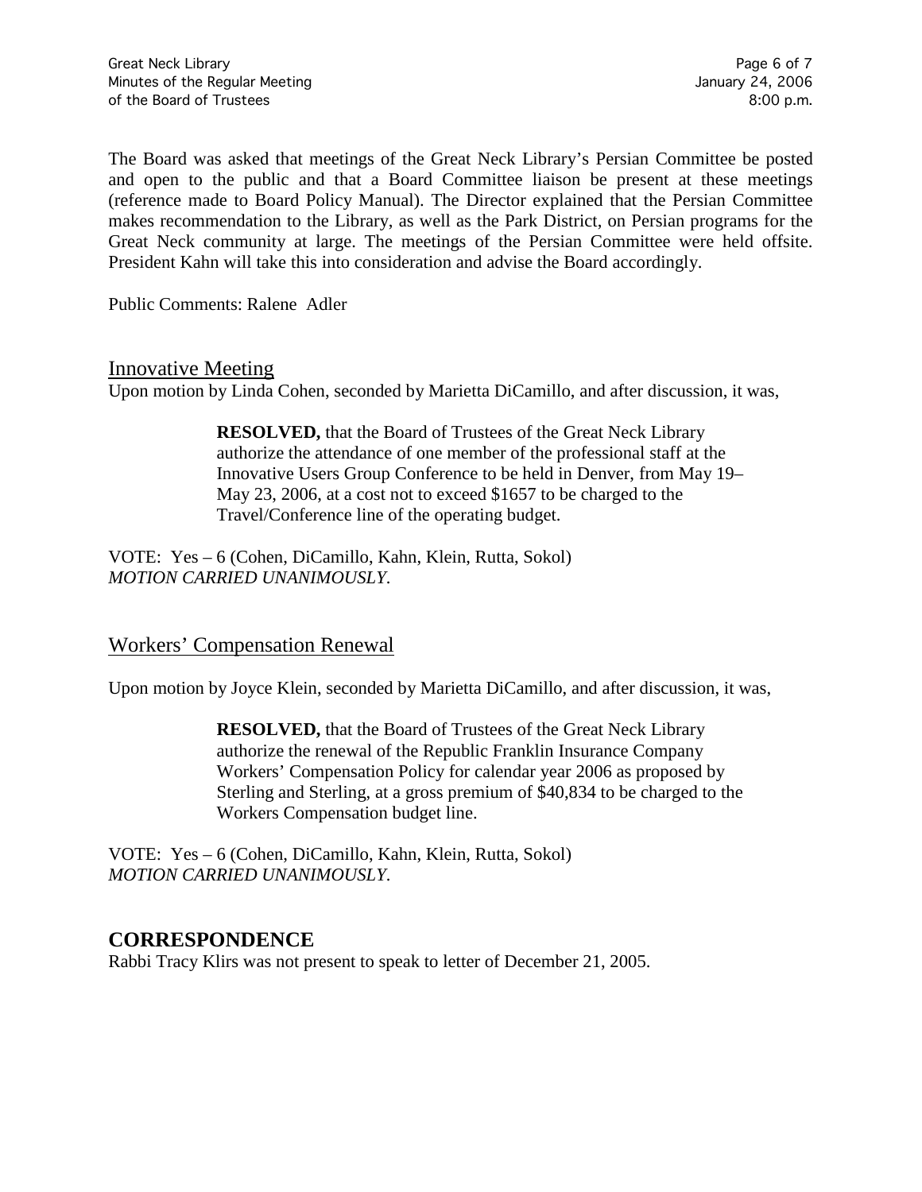The Board was asked that meetings of the Great Neck Library's Persian Committee be posted and open to the public and that a Board Committee liaison be present at these meetings (reference made to Board Policy Manual). The Director explained that the Persian Committee makes recommendation to the Library, as well as the Park District, on Persian programs for the Great Neck community at large. The meetings of the Persian Committee were held offsite. President Kahn will take this into consideration and advise the Board accordingly.

Public Comments: Ralene Adler

## Innovative Meeting

Upon motion by Linda Cohen, seconded by Marietta DiCamillo, and after discussion, it was,

> **RESOLVED,** that the Board of Trustees of the Great Neck Library authorize the attendance of one member of the professional staff at the Innovative Users Group Conference to be held in Denver, from May 19–May 23, 2006, at a cost not to exceed $1657 to be charged to the Travel/Conference line of the operating budget.

VOTE: Yes – 6 (Cohen, DiCamillo, Kahn, Klein, Rutta, Sokol)
*MOTION CARRIED UNANIMOUSLY*.

## Workers' Compensation Renewal

Upon motion by Joyce Klein, seconded by Marietta DiCamillo, and after discussion, it was,

> **RESOLVED,** that the Board of Trustees of the Great Neck Library authorize the renewal of the Republic Franklin Insurance Company Workers' Compensation Policy for calendar year 2006 as proposed by Sterling and Sterling, at a gross premium of $40,834 to be charged to the Workers Compensation budget line.

VOTE: Yes – 6 (Cohen, DiCamillo, Kahn, Klein, Rutta, Sokol)
*MOTION CARRIED UNANIMOUSLY*.

# CORRESPONDENCE

Rabbi Tracy Klirs was not present to speak to letter of December 21, 2005.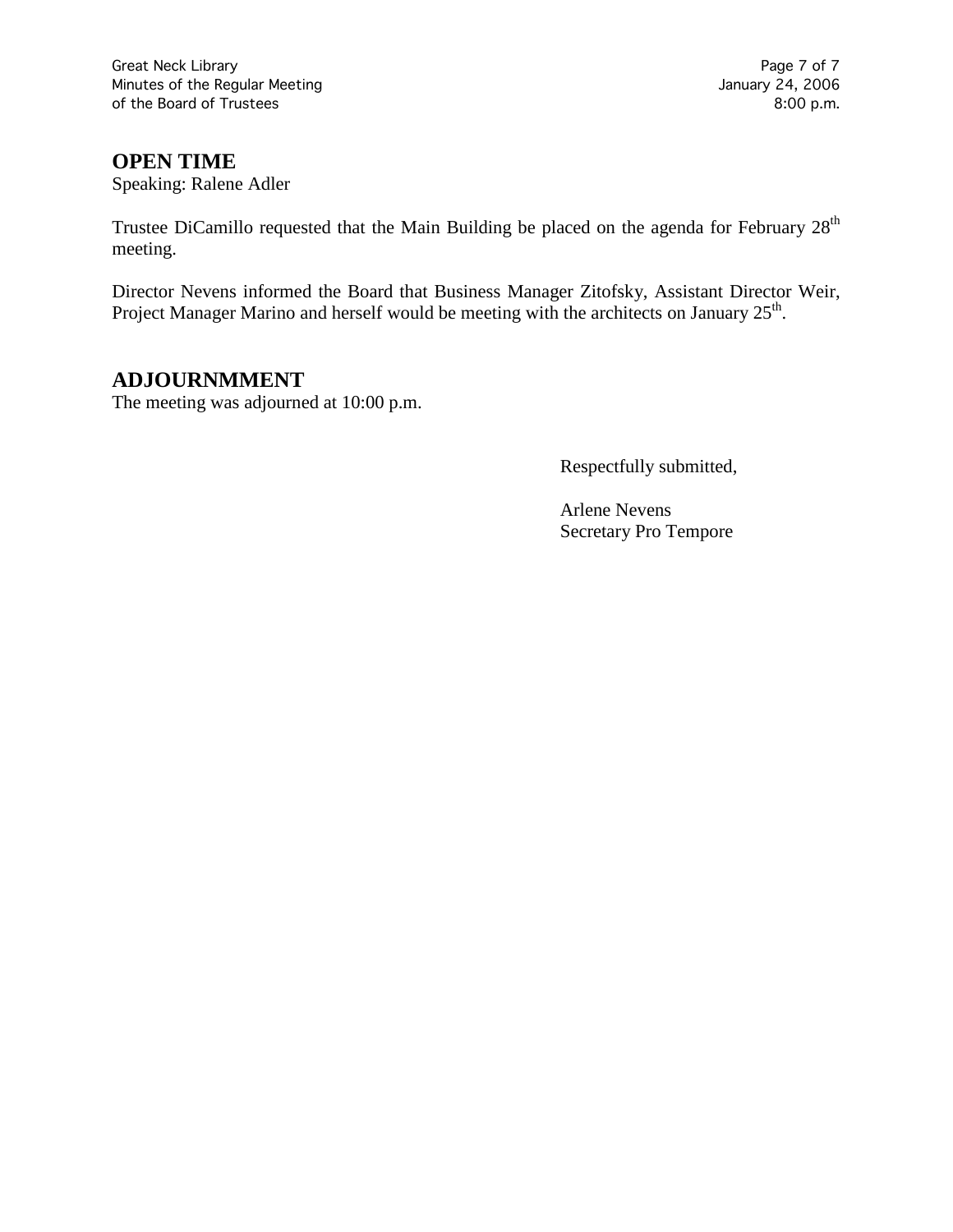## OPEN TIME

Speaking: Ralene Adler

Trustee DiCamillo requested that the Main Building be placed on the agenda for February 28$^{th}$ meeting.

Director Nevens informed the Board that Business Manager Zitofsky, Assistant Director Weir, Project Manager Marino and herself would be meeting with the architects on January 25$^{th}$.

## ADJOURNMMENT

The meeting was adjourned at 10:00 p.m.

Respectfully submitted,

Arlene Nevens
Secretary Pro Tempore